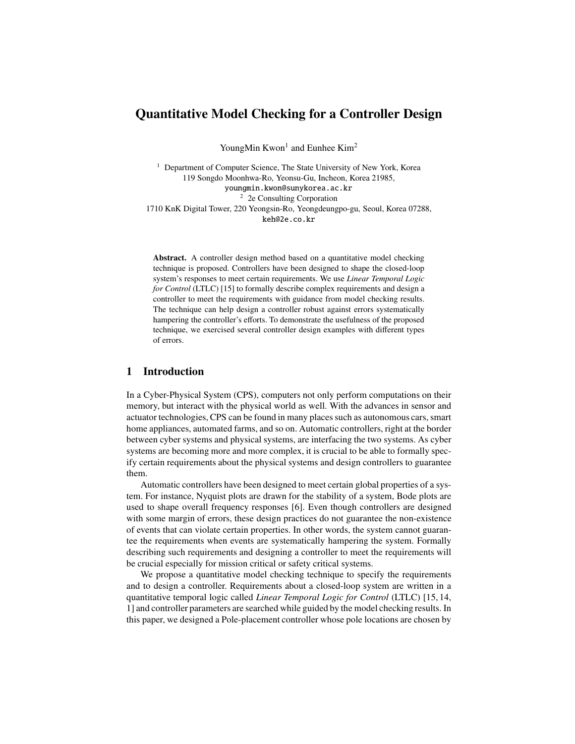# Quantitative Model Checking for a Controller Design

YoungMin Kwon[1] and Eunhee Kim[2]

[1] Department of Computer Science, The State University of New York, Korea
119 Songdo Moonhwa-Ro, Yeonsu-Gu, Incheon, Korea 21985,
youngmin.kwon@sunykorea.ac.kr

[2] 2e Consulting Corporation
1710 KnK Digital Tower, 220 Yeongsin-Ro, Yeongdeungpo-gu, Seoul, Korea 07288,
keh@2e.co.kr

**Abstract.** A controller design method based on a quantitative model checking technique is proposed. Controllers have been designed to shape the closed-loop system's responses to meet certain requirements. We use *Linear Temporal Logic for Control* (LTLC) [15] to formally describe complex requirements and design a controller to meet the requirements with guidance from model checking results. The technique can help design a controller robust against errors systematically hampering the controller's efforts. To demonstrate the usefulness of the proposed technique, we exercised several controller design examples with different types of errors.

## 1 Introduction

In a Cyber-Physical System (CPS), computers not only perform computations on their memory, but interact with the physical world as well. With the advances in sensor and actuator technologies, CPS can be found in many places such as autonomous cars, smart home appliances, automated farms, and so on. Automatic controllers, right at the border between cyber systems and physical systems, are interfacing the two systems. As cyber systems are becoming more and more complex, it is crucial to be able to formally specify certain requirements about the physical systems and design controllers to guarantee them.

Automatic controllers have been designed to meet certain global properties of a system. For instance, Nyquist plots are drawn for the stability of a system, Bode plots are used to shape overall frequency responses [6]. Even though controllers are designed with some margin of errors, these design practices do not guarantee the non-existence of events that can violate certain properties. In other words, the system cannot guarantee the requirements when events are systematically hampering the system. Formally describing such requirements and designing a controller to meet the requirements will be crucial especially for mission critical or safety critical systems.

We propose a quantitative model checking technique to specify the requirements and to design a controller. Requirements about a closed-loop system are written in a quantitative temporal logic called *Linear Temporal Logic for Control* (LTLC) [15, 14, 1] and controller parameters are searched while guided by the model checking results. In this paper, we designed a Pole-placement controller whose pole locations are chosen by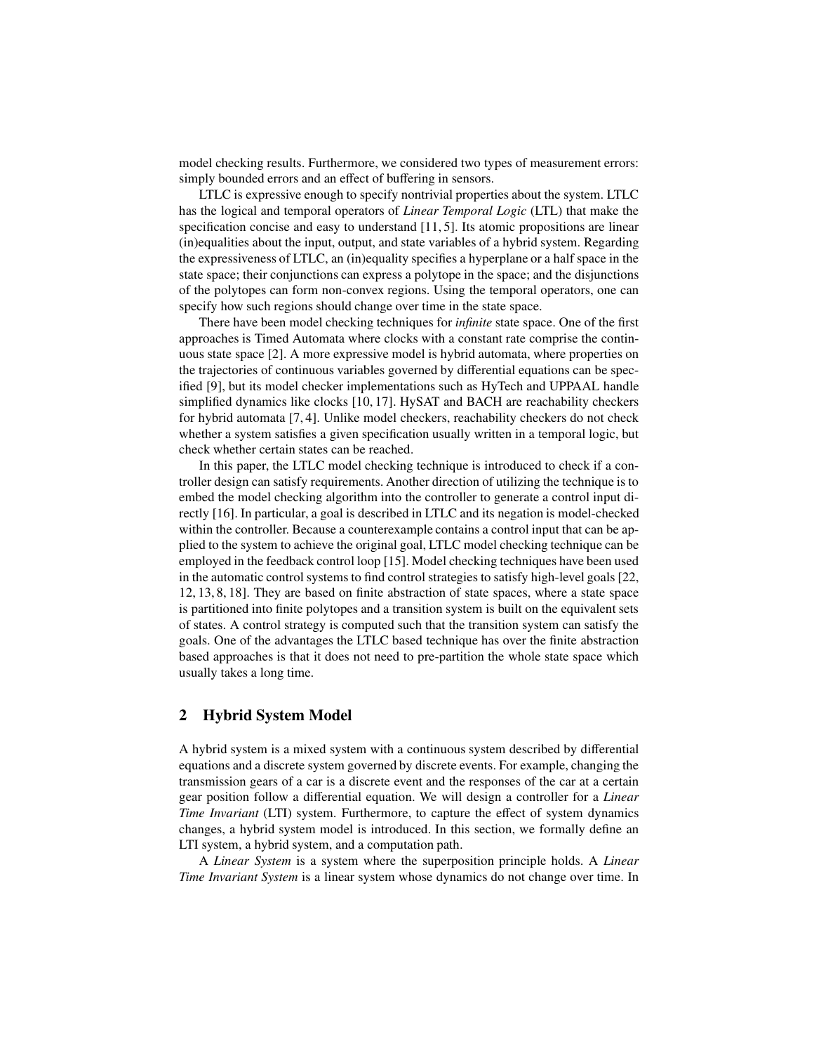model checking results. Furthermore, we considered two types of measurement errors: simply bounded errors and an effect of buffering in sensors.

LTLC is expressive enough to specify nontrivial properties about the system. LTLC has the logical and temporal operators of *Linear Temporal Logic* (LTL) that make the specification concise and easy to understand [11, 5]. Its atomic propositions are linear (in)equalities about the input, output, and state variables of a hybrid system. Regarding the expressiveness of LTLC, an (in)equality specifies a hyperplane or a half space in the state space; their conjunctions can express a polytope in the space; and the disjunctions of the polytopes can form non-convex regions. Using the temporal operators, one can specify how such regions should change over time in the state space.

There have been model checking techniques for *infinite* state space. One of the first approaches is Timed Automata where clocks with a constant rate comprise the continuous state space [2]. A more expressive model is hybrid automata, where properties on the trajectories of continuous variables governed by differential equations can be specified [9], but its model checker implementations such as HyTech and UPPAAL handle simplified dynamics like clocks [10, 17]. HySAT and BACH are reachability checkers for hybrid automata [7, 4]. Unlike model checkers, reachability checkers do not check whether a system satisfies a given specification usually written in a temporal logic, but check whether certain states can be reached.

In this paper, the LTLC model checking technique is introduced to check if a controller design can satisfy requirements. Another direction of utilizing the technique is to embed the model checking algorithm into the controller to generate a control input directly [16]. In particular, a goal is described in LTLC and its negation is model-checked within the controller. Because a counterexample contains a control input that can be applied to the system to achieve the original goal, LTLC model checking technique can be employed in the feedback control loop [15]. Model checking techniques have been used in the automatic control systems to find control strategies to satisfy high-level goals [22, 12, 13, 8, 18]. They are based on finite abstraction of state spaces, where a state space is partitioned into finite polytopes and a transition system is built on the equivalent sets of states. A control strategy is computed such that the transition system can satisfy the goals. One of the advantages the LTLC based technique has over the finite abstraction based approaches is that it does not need to pre-partition the whole state space which usually takes a long time.

## 2 Hybrid System Model

A hybrid system is a mixed system with a continuous system described by differential equations and a discrete system governed by discrete events. For example, changing the transmission gears of a car is a discrete event and the responses of the car at a certain gear position follow a differential equation. We will design a controller for a *Linear Time Invariant* (LTI) system. Furthermore, to capture the effect of system dynamics changes, a hybrid system model is introduced. In this section, we formally define an LTI system, a hybrid system, and a computation path.

A *Linear System* is a system where the superposition principle holds. A *Linear Time Invariant System* is a linear system whose dynamics do not change over time. In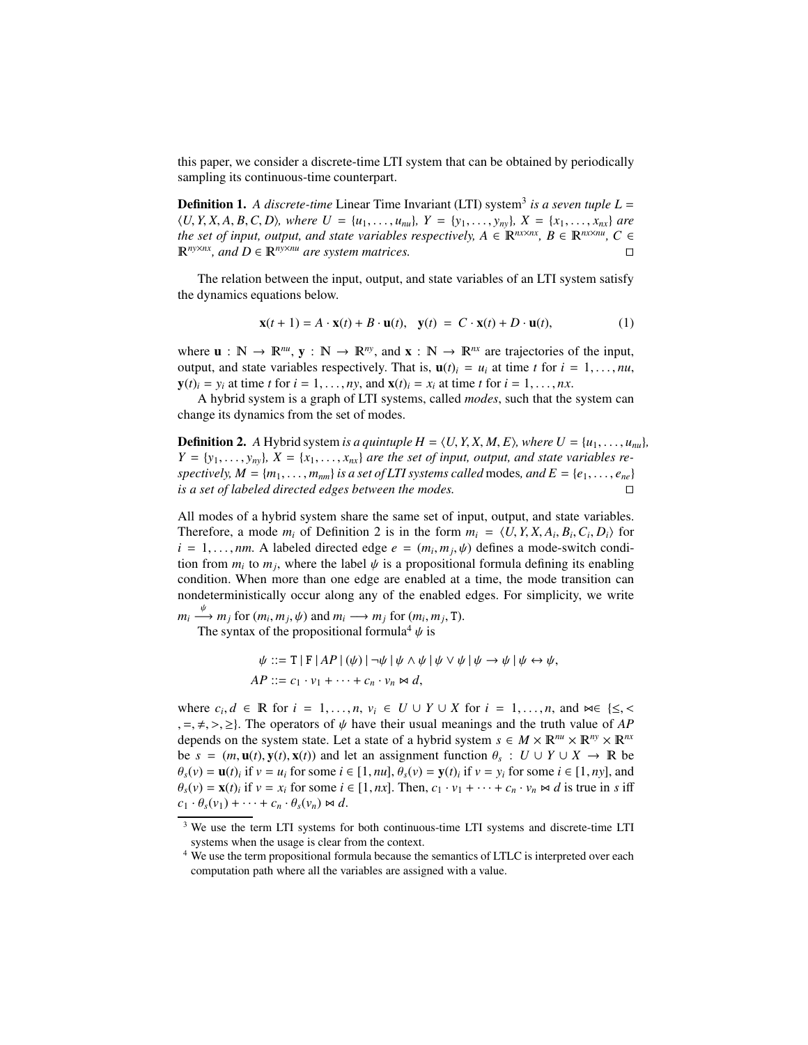this paper, we consider a discrete-time LTI system that can be obtained by periodically sampling its continuous-time counterpart.

**Definition 1.** *A discrete-time* Linear Time Invariant (LTI) system[3] *is a seven tuple* $L = \langle U, Y, X, A, B, C, D\rangle$*, where* $U = \{u_1, \ldots, u_{nu}\}$*,* $Y = \{y_1, \ldots, y_{ny}\}$*,* $X = \{x_1, \ldots, x_{nx}\}$ *are the set of input, output, and state variables respectively,* $A \in \mathbb{R}^{nx \times nx}$*,* $B \in \mathbb{R}^{nx \times nu}$*,* $C \in \mathbb{R}^{ny \times nx}$*, and* $D \in \mathbb{R}^{ny \times nu}$ *are system matrices.* □

The relation between the input, output, and state variables of an LTI system satisfy the dynamics equations below.

$$\mathbf{x}(t+1) = A \cdot \mathbf{x}(t) + B \cdot \mathbf{u}(t), \quad \mathbf{y}(t) = C \cdot \mathbf{x}(t) + D \cdot \mathbf{u}(t), \tag{1}$$

where $\mathbf{u} : \mathbb{N} \to \mathbb{R}^{nu}$, $\mathbf{y} : \mathbb{N} \to \mathbb{R}^{ny}$, and $\mathbf{x} : \mathbb{N} \to \mathbb{R}^{nx}$ are trajectories of the input, output, and state variables respectively. That is, $\mathbf{u}(t)_i = u_i$ at time $t$ for $i = 1, \ldots, nu$, $\mathbf{y}(t)_i = y_i$ at time $t$ for $i = 1, \ldots, ny$, and $\mathbf{x}(t)_i = x_i$ at time $t$ for $i = 1, \ldots, nx$.

A hybrid system is a graph of LTI systems, called *modes*, such that the system can change its dynamics from the set of modes.

**Definition 2.** *A* Hybrid system *is a quintuple* $H = \langle U, Y, X, M, E\rangle$*, where* $U = \{u_1, \ldots, u_{nu}\}$*,* $Y = \{y_1, \ldots, y_{ny}\}$*,* $X = \{x_1, \ldots, x_{nx}\}$ *are the set of input, output, and state variables respectively,* $M = \{m_1, \ldots, m_{nm}\}$ *is a set of LTI systems called* modes*, and* $E = \{e_1, \ldots, e_{ne}\}$ *is a set of labeled directed edges between the modes.* □

All modes of a hybrid system share the same set of input, output, and state variables. Therefore, a mode $m_i$ of Definition 2 is in the form $m_i = \langle U, Y, X, A_i, B_i, C_i, D_i\rangle$ for $i = 1, \ldots, nm$. A labeled directed edge $e = (m_i, m_j, \psi)$ defines a mode-switch condition from $m_i$ to $m_j$, where the label $\psi$ is a propositional formula defining its enabling condition. When more than one edge are enabled at a time, the mode transition can nondeterministically occur along any of the enabled edges. For simplicity, we write $m_i \xrightarrow{\psi} m_j$ for $(m_i, m_j, \psi)$ and $m_i \longrightarrow m_j$ for $(m_i, m_j, \mathtt{T})$.

The syntax of the propositional formula[4] $\psi$ is

$$\begin{aligned}
\psi &::= \mathtt{T} \mid \mathtt{F} \mid AP \mid (\psi) \mid \neg\psi \mid \psi \wedge \psi \mid \psi \vee \psi \mid \psi \to \psi \mid \psi \leftrightarrow \psi, \\
AP &::= c_1 \cdot v_1 + \cdots + c_n \cdot v_n \bowtie d,
\end{aligned}$$

where $c_i, d \in \mathbb{R}$ for $i = 1, \ldots, n$, $v_i \in U \cup Y \cup X$ for $i = 1, \ldots, n$, and $\bowtie \in \{\leq, <, =, \neq, >, \geq\}$. The operators of $\psi$ have their usual meanings and the truth value of $AP$ depends on the system state. Let a state of a hybrid system $s \in M \times \mathbb{R}^{nu} \times \mathbb{R}^{ny} \times \mathbb{R}^{nx}$ be $s = (m, \mathbf{u}(t), \mathbf{y}(t), \mathbf{x}(t))$ and let an assignment function $\theta_s : U \cup Y \cup X \to \mathbb{R}$ be $\theta_s(v) = \mathbf{u}(t)_i$ if $v = u_i$ for some $i \in [1, nu]$, $\theta_s(v) = \mathbf{y}(t)_i$ if $v = y_i$ for some $i \in [1, ny]$, and $\theta_s(v) = \mathbf{x}(t)_i$ if $v = x_i$ for some $i \in [1, nx]$. Then, $c_1 \cdot v_1 + \cdots + c_n \cdot v_n \bowtie d$ is true in $s$ iff $c_1 \cdot \theta_s(v_1) + \cdots + c_n \cdot \theta_s(v_n) \bowtie d$.

---

[3] We use the term LTI systems for both continuous-time LTI systems and discrete-time LTI systems when the usage is clear from the context.

[4] We use the term propositional formula because the semantics of LTLC is interpreted over each computation path where all the variables are assigned with a value.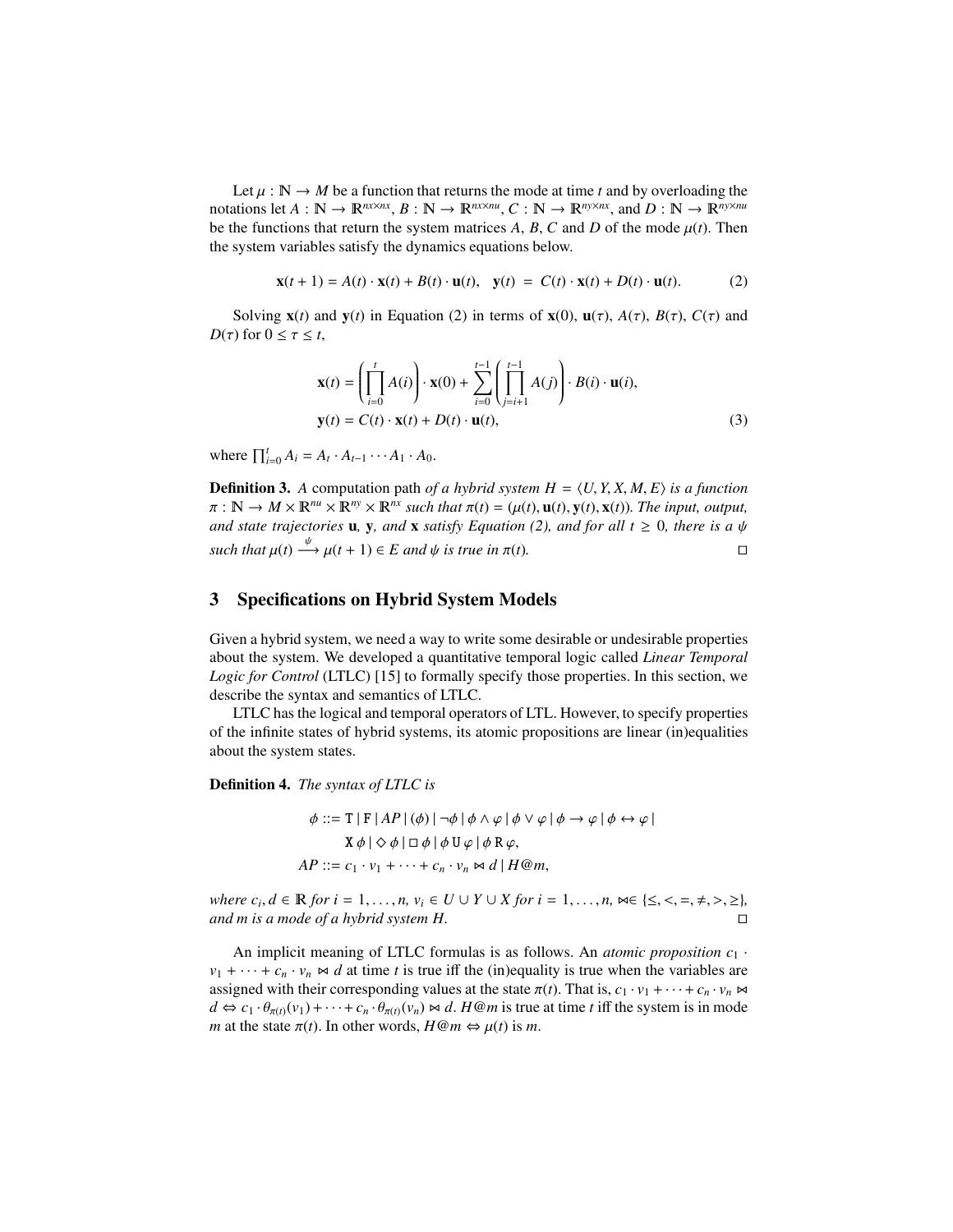Let $\mu : \mathbb{N} \to M$ be a function that returns the mode at time $t$ and by overloading the notations let $A : \mathbb{N} \to \mathbb{R}^{nx \times nx}$, $B : \mathbb{N} \to \mathbb{R}^{nx \times nu}$, $C : \mathbb{N} \to \mathbb{R}^{ny \times nx}$, and $D : \mathbb{N} \to \mathbb{R}^{ny \times nu}$ be the functions that return the system matrices $A$, $B$, $C$ and $D$ of the mode $\mu(t)$. Then the system variables satisfy the dynamics equations below.

$$\mathbf{x}(t+1) = A(t) \cdot \mathbf{x}(t) + B(t) \cdot \mathbf{u}(t), \quad \mathbf{y}(t) = C(t) \cdot \mathbf{x}(t) + D(t) \cdot \mathbf{u}(t). \tag{2}$$

Solving $\mathbf{x}(t)$ and $\mathbf{y}(t)$ in Equation (2) in terms of $\mathbf{x}(0)$, $\mathbf{u}(\tau)$, $A(\tau)$, $B(\tau)$, $C(\tau)$ and $D(\tau)$ for $0 \leq \tau \leq t$,

$$\begin{aligned}
\mathbf{x}(t) &= \left( \prod_{i=0}^{t} A(i) \right) \cdot \mathbf{x}(0) + \sum_{i=0}^{t-1} \left( \prod_{j=i+1}^{t-1} A(j) \right) \cdot B(i) \cdot \mathbf{u}(i), \\
\mathbf{y}(t) &= C(t) \cdot \mathbf{x}(t) + D(t) \cdot \mathbf{u}(t),
\end{aligned} \tag{3}$$

where $\prod_{i=0}^{t} A_i = A_t \cdot A_{t-1} \cdots A_1 \cdot A_0$.

**Definition 3.** *A* computation path *of a hybrid system $H = \langle U, Y, X, M, E \rangle$ is a function $\pi : \mathbb{N} \to M \times \mathbb{R}^{nu} \times \mathbb{R}^{ny} \times \mathbb{R}^{nx}$ such that $\pi(t) = (\mu(t), \mathbf{u}(t), \mathbf{y}(t), \mathbf{x}(t))$. The input, output, and state trajectories $\mathbf{u}$, $\mathbf{y}$, and $\mathbf{x}$ satisfy Equation (2), and for all $t \geq 0$, there is a $\psi$ such that $\mu(t) \xrightarrow{\psi} \mu(t+1) \in E$ and $\psi$ is true in $\pi(t)$.* □

## 3 Specifications on Hybrid System Models

Given a hybrid system, we need a way to write some desirable or undesirable properties about the system. We developed a quantitative temporal logic called *Linear Temporal Logic for Control* (LTLC) [15] to formally specify those properties. In this section, we describe the syntax and semantics of LTLC.

LTLC has the logical and temporal operators of LTL. However, to specify properties of the infinite states of hybrid systems, its atomic propositions are linear (in)equalities about the system states.

**Definition 4.** *The syntax of LTLC is*

$$\begin{aligned}
\phi &::= \mathtt{T} \mid \mathtt{F} \mid AP \mid (\phi) \mid \neg\phi \mid \phi \wedge \varphi \mid \phi \vee \varphi \mid \phi \to \varphi \mid \phi \leftrightarrow \varphi \mid \\
&\qquad \mathtt{X}\,\phi \mid \Diamond\,\phi \mid \Box\,\phi \mid \phi\,\mathtt{U}\,\varphi \mid \phi\,\mathtt{R}\,\varphi, \\
AP &::= c_1 \cdot v_1 + \cdots + c_n \cdot v_n \bowtie d \mid H@m,
\end{aligned}$$

*where $c_i, d \in \mathbb{R}$ for $i = 1, \ldots, n$, $v_i \in U \cup Y \cup X$ for $i = 1, \ldots, n$, $\bowtie \in \{\leq, <, =, \neq, >, \geq\}$, and $m$ is a mode of a hybrid system $H$.* □

An implicit meaning of LTLC formulas is as follows. An *atomic proposition* $c_1 \cdot v_1 + \cdots + c_n \cdot v_n \bowtie d$ at time $t$ is true iff the (in)equality is true when the variables are assigned with their corresponding values at the state $\pi(t)$. That is, $c_1 \cdot v_1 + \cdots + c_n \cdot v_n \bowtie d \Leftrightarrow c_1 \cdot \theta_{\pi(t)}(v_1) + \cdots + c_n \cdot \theta_{\pi(t)}(v_n) \bowtie d$. $H@m$ is true at time $t$ iff the system is in mode $m$ at the state $\pi(t)$. In other words, $H@m \Leftrightarrow \mu(t)$ is $m$.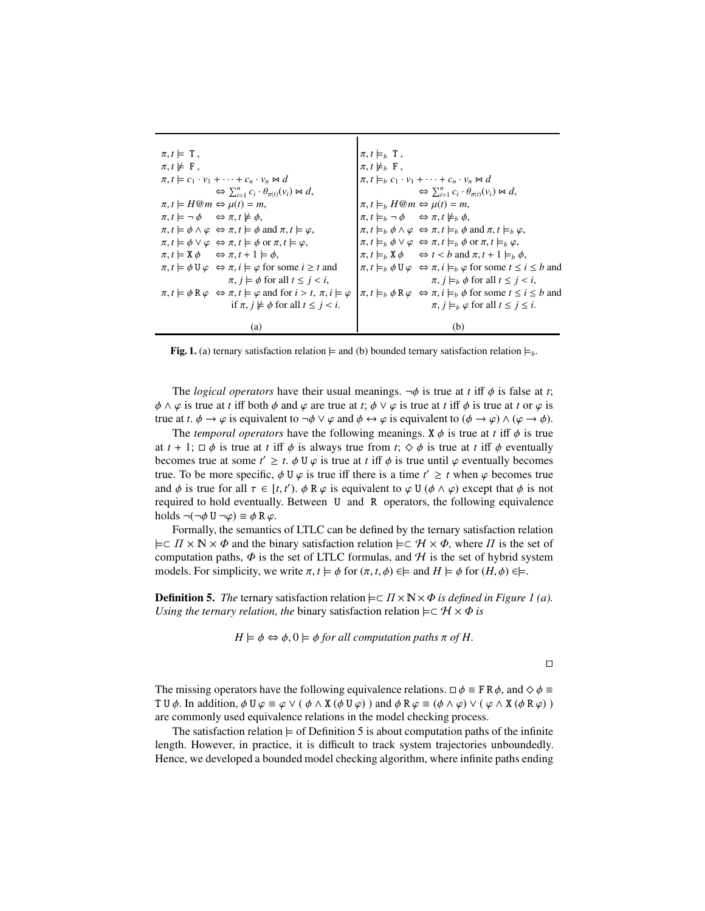| (a) | (b) |
| --- | --- |
| $\pi, t \models \mathtt{T}$ , | $\pi, t \models_b \mathtt{T}$ , |
| $\pi, t \not\models \mathtt{F}$ , | $\pi, t \not\models_b \mathtt{F}$ , |
| $\pi, t \models c_1 \cdot v_1 + \cdots + c_n \cdot v_n \bowtie d \Leftrightarrow \sum_{i=1}^{n} c_i \cdot \theta_{\pi(t)}(v_i) \bowtie d$, | $\pi, t \models_b c_1 \cdot v_1 + \cdots + c_n \cdot v_n \bowtie d \Leftrightarrow \sum_{i=1}^{n} c_i \cdot \theta_{\pi(t)}(v_i) \bowtie d$, |
| $\pi, t \models H@m \Leftrightarrow \mu(t) = m$, | $\pi, t \models_b H@m \Leftrightarrow \mu(t) = m$, |
| $\pi, t \models \neg\, \phi \quad \Leftrightarrow \pi, t \not\models \phi$, | $\pi, t \models_b \neg\, \phi \quad \Leftrightarrow \pi, t \not\models_b \phi$, |
| $\pi, t \models \phi \wedge \varphi \;\Leftrightarrow \pi, t \models \phi$ and $\pi, t \models \varphi$, | $\pi, t \models_b \phi \wedge \varphi \;\Leftrightarrow \pi, t \models_b \phi$ and $\pi, t \models_b \varphi$, |
| $\pi, t \models \phi \vee \varphi \;\Leftrightarrow \pi, t \models \phi$ or $\pi, t \models \varphi$, | $\pi, t \models_b \phi \vee \varphi \;\Leftrightarrow \pi, t \models_b \phi$ or $\pi, t \models_b \varphi$, |
| $\pi, t \models \mathtt{X}\, \phi \quad \Leftrightarrow \pi, t+1 \models \phi$, | $\pi, t \models_b \mathtt{X}\, \phi \quad \Leftrightarrow t < b$ and $\pi, t+1 \models_b \phi$, |
| $\pi, t \models \phi\, \mathtt{U}\, \varphi \;\Leftrightarrow \pi, i \models \varphi$ for some $i \geq t$ and $\pi, j \models \phi$ for all $t \leq j < i$, | $\pi, t \models_b \phi\, \mathtt{U}\, \varphi \;\Leftrightarrow \pi, i \models_b \varphi$ for some $t \leq i \leq b$ and $\pi, j \models_b \phi$ for all $t \leq j < i$, |
| $\pi, t \models \phi\, \mathtt{R}\, \varphi \;\Leftrightarrow \pi, t \models \varphi$ and for $i > t$, $\pi, i \models \varphi$ if $\pi, j \not\models \phi$ for all $t \leq j < i$. | $\pi, t \models_b \phi\, \mathtt{R}\, \varphi \;\Leftrightarrow \pi, i \models_b \phi$ for some $t \leq i \leq b$ and $\pi, j \models_b \varphi$ for all $t \leq j \leq i$. |

**Fig. 1.** (a) ternary satisfaction relation $\models$ and (b) bounded ternary satisfaction relation $\models_b$.

The *logical operators* have their usual meanings. $\neg\phi$ is true at $t$ iff $\phi$ is false at $t$; $\phi \wedge \varphi$ is true at $t$ iff both $\phi$ and $\varphi$ are true at $t$; $\phi \vee \varphi$ is true at $t$ iff $\phi$ is true at $t$ or $\varphi$ is true at $t$. $\phi \rightarrow \varphi$ is equivalent to $\neg\phi \vee \varphi$ and $\phi \leftrightarrow \varphi$ is equivalent to $(\phi \rightarrow \varphi) \wedge (\varphi \rightarrow \phi)$.

The *temporal operators* have the following meanings. $\mathtt{X}\, \phi$ is true at $t$ iff $\phi$ is true at $t+1$; $\Box\, \phi$ is true at $t$ iff $\phi$ is always true from $t$; $\Diamond\, \phi$ is true at $t$ iff $\phi$ eventually becomes true at some $t' \geq t$. $\phi\, \mathtt{U}\, \varphi$ is true at $t$ iff $\phi$ is true until $\varphi$ eventually becomes true. To be more specific, $\phi\, \mathtt{U}\, \varphi$ is true iff there is a time $t' \geq t$ when $\varphi$ becomes true and $\phi$ is true for all $\tau \in [t, t')$. $\phi\, \mathtt{R}\, \varphi$ is equivalent to $\varphi\, \mathtt{U}\, (\phi \wedge \varphi)$ except that $\phi$ is not required to hold eventually. Between U and R operators, the following equivalence holds $\neg(\neg\phi\, \mathtt{U}\, \neg\varphi) \equiv \phi\, \mathtt{R}\, \varphi$.

Formally, the semantics of LTLC can be defined by the ternary satisfaction relation $\models \subset \Pi \times \mathbb{N} \times \Phi$ and the binary satisfaction relation $\models \subset \mathcal{H} \times \Phi$, where $\Pi$ is the set of computation paths, $\Phi$ is the set of LTLC formulas, and $\mathcal{H}$ is the set of hybrid system models. For simplicity, we write $\pi, t \models \phi$ for $(\pi, t, \phi) \in \models$ and $H \models \phi$ for $(H, \phi) \in \models$.

**Definition 5.** *The* ternary satisfaction relation $\models \subset \Pi \times \mathbb{N} \times \Phi$ *is defined in Figure 1 (a). Using the ternary relation, the* binary satisfaction relation $\models \subset \mathcal{H} \times \Phi$ *is*

$$H \models \phi \Leftrightarrow \phi, 0 \models \phi \text{ for all computation paths } \pi \text{ of } H.$$

□

The missing operators have the following equivalence relations. $\Box\, \phi \equiv \mathtt{F}\, \mathtt{R}\, \phi$, and $\Diamond\, \phi \equiv \mathtt{T}\, \mathtt{U}\, \phi$. In addition, $\phi\, \mathtt{U}\, \varphi \equiv \varphi \vee (\, \phi \wedge \mathtt{X}\, (\phi\, \mathtt{U}\, \varphi)\, )$ and $\phi\, \mathtt{R}\, \varphi \equiv (\phi \wedge \varphi) \vee (\, \varphi \wedge \mathtt{X}\, (\phi\, \mathtt{R}\, \varphi)\, )$ are commonly used equivalence relations in the model checking process.

The satisfaction relation $\models$ of Definition 5 is about computation paths of the infinite length. However, in practice, it is difficult to track system trajectories unboundedly. Hence, we developed a bounded model checking algorithm, where infinite paths ending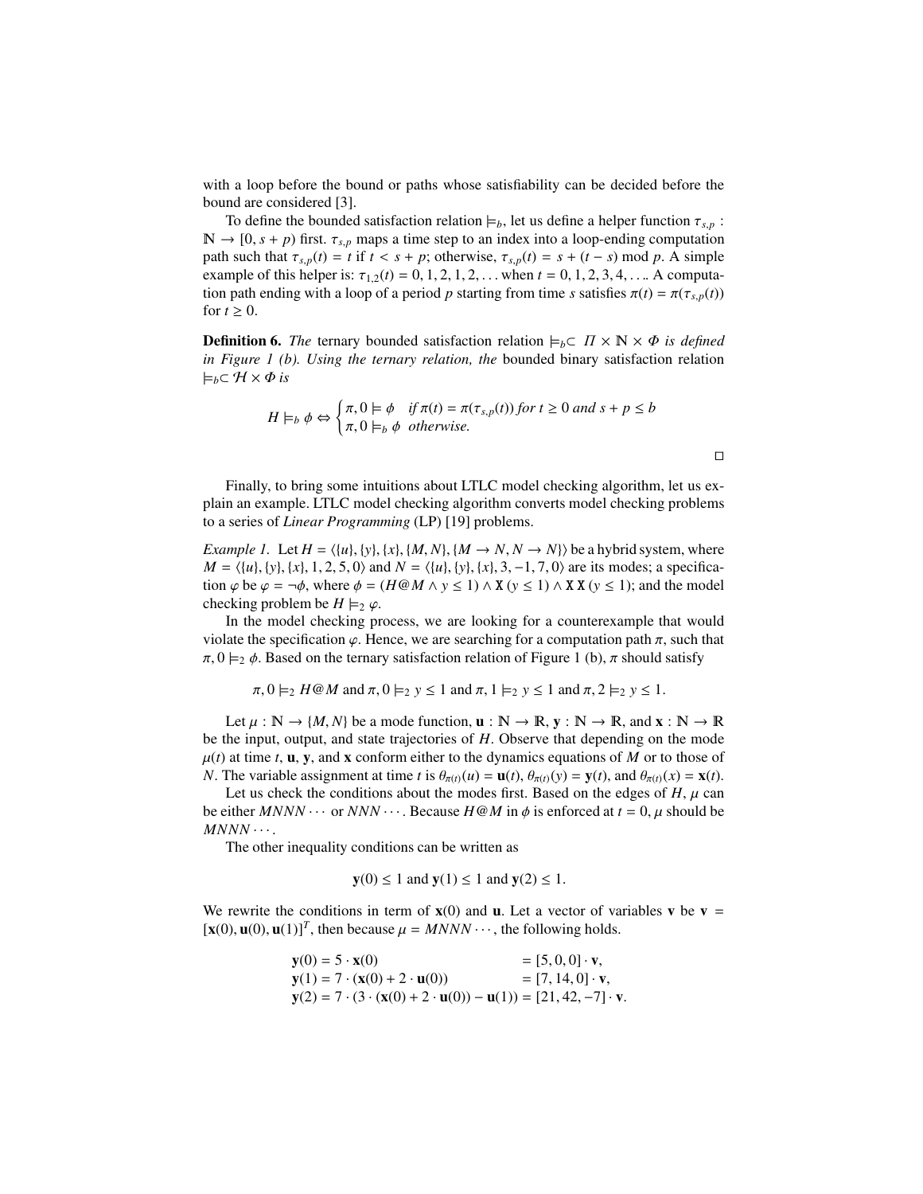with a loop before the bound or paths whose satisfiability can be decided before the bound are considered [3].

To define the bounded satisfaction relation $\models_b$, let us define a helper function $\tau_{s,p} : \mathbb{N} \to [0, s+p)$ first. $\tau_{s,p}$ maps a time step to an index into a loop-ending computation path such that $\tau_{s,p}(t) = t$ if $t < s + p$; otherwise, $\tau_{s,p}(t) = s + (t - s) \bmod p$. A simple example of this helper is: $\tau_{1,2}(t) = 0, 1, 2, 1, 2, \ldots$ when $t = 0, 1, 2, 3, 4, \ldots$. A computation path ending with a loop of a period $p$ starting from time $s$ satisfies $\pi(t) = \pi(\tau_{s,p}(t))$ for $t \geq 0$.

**Definition 6.** *The* ternary bounded satisfaction relation $\models_b \subset \Pi \times \mathbb{N} \times \Phi$ *is defined in Figure 1 (b). Using the ternary relation, the* bounded binary satisfaction relation $\models_b \subset \mathcal{H} \times \Phi$ *is*

$$H \models_b \phi \Leftrightarrow \begin{cases} \pi, 0 \models \phi & \text{if } \pi(t) = \pi(\tau_{s,p}(t)) \text{ for } t \geq 0 \text{ and } s + p \leq b \\ \pi, 0 \models_b \phi & \text{otherwise.} \end{cases}$$

□

Finally, to bring some intuitions about LTLC model checking algorithm, let us explain an example. LTLC model checking algorithm converts model checking problems to a series of *Linear Programming* (LP) [19] problems.

*Example 1.* Let $H = \langle \{u\}, \{y\}, \{x\}, \{M, N\}, \{M \to N, N \to N\} \rangle$ be a hybrid system, where $M = \langle \{u\}, \{y\}, \{x\}, 1, 2, 5, 0 \rangle$ and $N = \langle \{u\}, \{y\}, \{x\}, 3, -1, 7, 0 \rangle$ are its modes; a specification $\varphi$ be $\varphi = \neg\phi$, where $\phi = (H@M \wedge y \leq 1) \wedge \mathtt{X}\,(y \leq 1) \wedge \mathtt{X}\,\mathtt{X}\,(y \leq 1)$; and the model checking problem be $H \models_2 \varphi$.

In the model checking process, we are looking for a counterexample that would violate the specification $\varphi$. Hence, we are searching for a computation path $\pi$, such that $\pi, 0 \models_2 \phi$. Based on the ternary satisfaction relation of Figure 1 (b), $\pi$ should satisfy

$$\pi, 0 \models_2 H@M \text{ and } \pi, 0 \models_2 y \leq 1 \text{ and } \pi, 1 \models_2 y \leq 1 \text{ and } \pi, 2 \models_2 y \leq 1.$$

Let $\mu : \mathbb{N} \to \{M, N\}$ be a mode function, $\mathbf{u} : \mathbb{N} \to \mathbb{R}$, $\mathbf{y} : \mathbb{N} \to \mathbb{R}$, and $\mathbf{x} : \mathbb{N} \to \mathbb{R}$ be the input, output, and state trajectories of $H$. Observe that depending on the mode $\mu(t)$ at time $t$, $\mathbf{u}$, $\mathbf{y}$, and $\mathbf{x}$ conform either to the dynamics equations of $M$ or to those of $N$. The variable assignment at time $t$ is $\theta_{\pi(t)}(u) = \mathbf{u}(t)$, $\theta_{\pi(t)}(y) = \mathbf{y}(t)$, and $\theta_{\pi(t)}(x) = \mathbf{x}(t)$.

Let us check the conditions about the modes first. Based on the edges of $H$, $\mu$ can be either $MNNN\cdots$ or $NNN\cdots$. Because $H@M$ in $\phi$ is enforced at $t = 0$, $\mu$ should be $MNNN\cdots$.

The other inequality conditions can be written as

$$\mathbf{y}(0) \leq 1 \text{ and } \mathbf{y}(1) \leq 1 \text{ and } \mathbf{y}(2) \leq 1.$$

We rewrite the conditions in term of $\mathbf{x}(0)$ and $\mathbf{u}$. Let a vector of variables $\mathbf{v}$ be $\mathbf{v} = [\mathbf{x}(0), \mathbf{u}(0), \mathbf{u}(1)]^T$, then because $\mu = MNNN\cdots$, the following holds.

$$\begin{aligned}
\mathbf{y}(0) &= 5 \cdot \mathbf{x}(0) &&= [5, 0, 0] \cdot \mathbf{v}, \\
\mathbf{y}(1) &= 7 \cdot (\mathbf{x}(0) + 2 \cdot \mathbf{u}(0)) &&= [7, 14, 0] \cdot \mathbf{v}, \\
\mathbf{y}(2) &= 7 \cdot (3 \cdot (\mathbf{x}(0) + 2 \cdot \mathbf{u}(0)) - \mathbf{u}(1)) &&= [21, 42, -7] \cdot \mathbf{v}.
\end{aligned}$$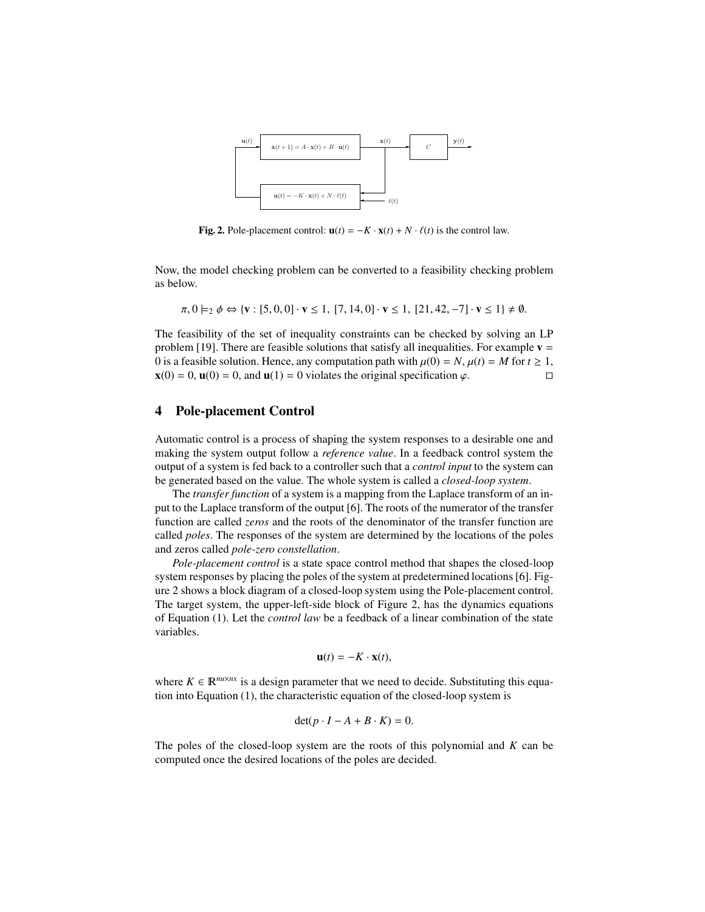**Fig. 2.** Pole-placement control: $\mathbf{u}(t) = -K \cdot \mathbf{x}(t) + N \cdot \ell(t)$ is the control law.

Now, the model checking problem can be converted to a feasibility checking problem as below.

$$\pi, 0 \models_2 \phi \Leftrightarrow \{\mathbf{v} : [5, 0, 0] \cdot \mathbf{v} \leq 1,\ [7, 14, 0] \cdot \mathbf{v} \leq 1,\ [21, 42, -7] \cdot \mathbf{v} \leq 1\} \neq \emptyset.$$

The feasibility of the set of inequality constraints can be checked by solving an LP problem [19]. There are feasible solutions that satisfy all inequalities. For example $\mathbf{v} = 0$ is a feasible solution. Hence, any computation path with $\mu(0) = N$, $\mu(t) = M$ for $t \geq 1$, $\mathbf{x}(0) = 0$, $\mathbf{u}(0) = 0$, and $\mathbf{u}(1) = 0$ violates the original specification $\varphi$. □

## 4 Pole-placement Control

Automatic control is a process of shaping the system responses to a desirable one and making the system output follow a *reference value*. In a feedback control system the output of a system is fed back to a controller such that a *control input* to the system can be generated based on the value. The whole system is called a *closed-loop system*.

The *transfer function* of a system is a mapping from the Laplace transform of an input to the Laplace transform of the output [6]. The roots of the numerator of the transfer function are called *zeros* and the roots of the denominator of the transfer function are called *poles*. The responses of the system are determined by the locations of the poles and zeros called *pole-zero constellation*.

*Pole-placement control* is a state space control method that shapes the closed-loop system responses by placing the poles of the system at predetermined locations [6]. Figure 2 shows a block diagram of a closed-loop system using the Pole-placement control. The target system, the upper-left-side block of Figure 2, has the dynamics equations of Equation (1). Let the *control law* be a feedback of a linear combination of the state variables.

$$\mathbf{u}(t) = -K \cdot \mathbf{x}(t),$$

where $K \in \mathbb{R}^{nu \times nx}$ is a design parameter that we need to decide. Substituting this equation into Equation (1), the characteristic equation of the closed-loop system is

$$\det(p \cdot I - A + B \cdot K) = 0.$$

The poles of the closed-loop system are the roots of this polynomial and $K$ can be computed once the desired locations of the poles are decided.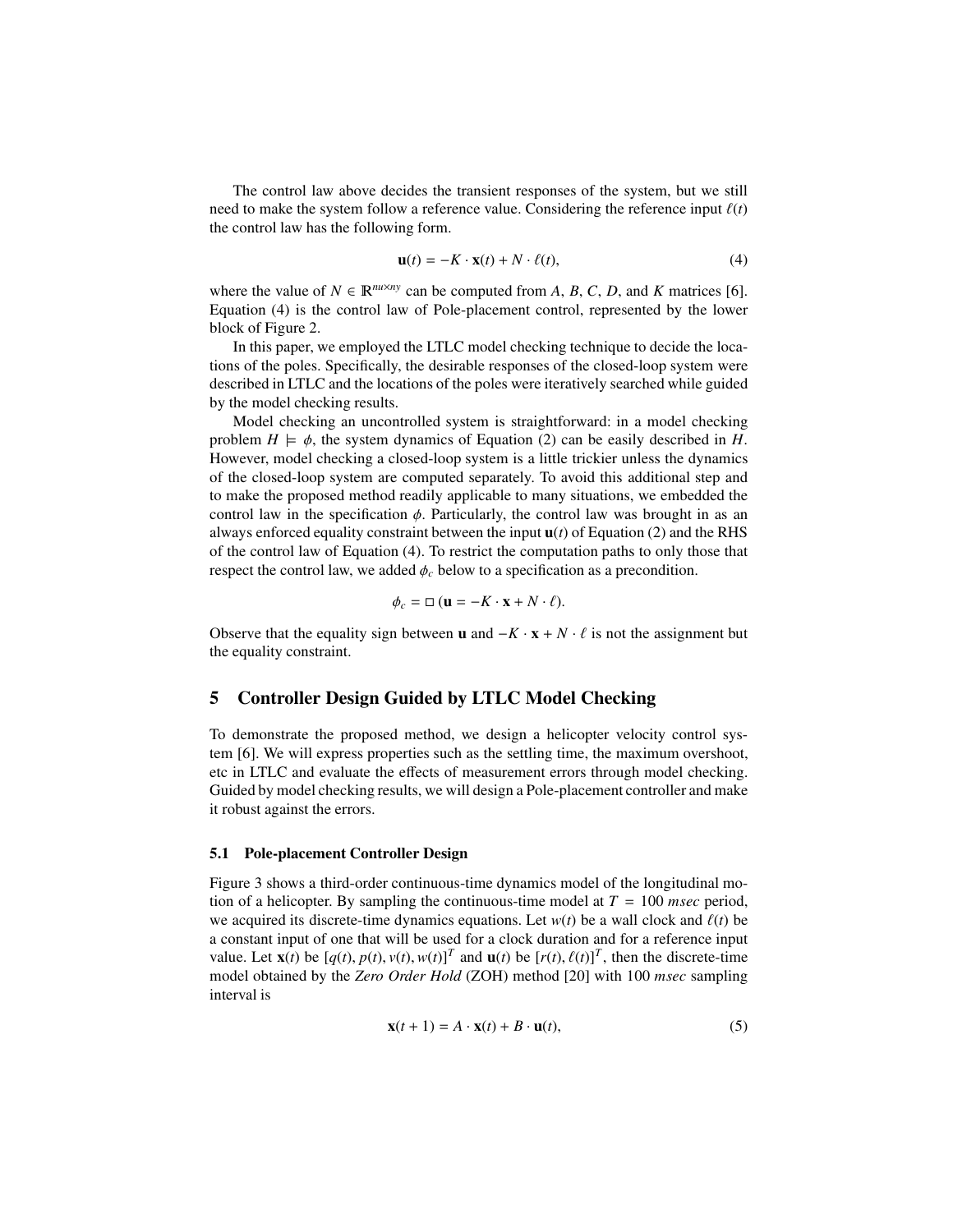The control law above decides the transient responses of the system, but we still need to make the system follow a reference value. Considering the reference input $\ell(t)$ the control law has the following form.

$$\mathbf{u}(t) = -K \cdot \mathbf{x}(t) + N \cdot \ell(t), \tag{4}$$

where the value of $N \in \mathbb{R}^{nu \times ny}$ can be computed from $A$, $B$, $C$, $D$, and $K$ matrices [6]. Equation (4) is the control law of Pole-placement control, represented by the lower block of Figure 2.

In this paper, we employed the LTLC model checking technique to decide the locations of the poles. Specifically, the desirable responses of the closed-loop system were described in LTLC and the locations of the poles were iteratively searched while guided by the model checking results.

Model checking an uncontrolled system is straightforward: in a model checking problem $H \models \phi$, the system dynamics of Equation (2) can be easily described in $H$. However, model checking a closed-loop system is a little trickier unless the dynamics of the closed-loop system are computed separately. To avoid this additional step and to make the proposed method readily applicable to many situations, we embedded the control law in the specification $\phi$. Particularly, the control law was brought in as an always enforced equality constraint between the input $\mathbf{u}(t)$ of Equation (2) and the RHS of the control law of Equation (4). To restrict the computation paths to only those that respect the control law, we added $\phi_c$ below to a specification as a precondition.

$$\phi_c = \Box\, (\mathbf{u} = -K \cdot \mathbf{x} + N \cdot \ell).$$

Observe that the equality sign between $\mathbf{u}$ and $-K \cdot \mathbf{x} + N \cdot \ell$ is not the assignment but the equality constraint.

## 5 Controller Design Guided by LTLC Model Checking

To demonstrate the proposed method, we design a helicopter velocity control system [6]. We will express properties such as the settling time, the maximum overshoot, etc in LTLC and evaluate the effects of measurement errors through model checking. Guided by model checking results, we will design a Pole-placement controller and make it robust against the errors.

### 5.1 Pole-placement Controller Design

Figure 3 shows a third-order continuous-time dynamics model of the longitudinal motion of a helicopter. By sampling the continuous-time model at $T = 100$ *msec* period, we acquired its discrete-time dynamics equations. Let $w(t)$ be a wall clock and $\ell(t)$ be a constant input of one that will be used for a clock duration and for a reference input value. Let $\mathbf{x}(t)$ be $[q(t), p(t), v(t), w(t)]^T$ and $\mathbf{u}(t)$ be $[r(t), \ell(t)]^T$, then the discrete-time model obtained by the *Zero Order Hold* (ZOH) method [20] with 100 *msec* sampling interval is

$$\mathbf{x}(t+1) = A \cdot \mathbf{x}(t) + B \cdot \mathbf{u}(t), \tag{5}$$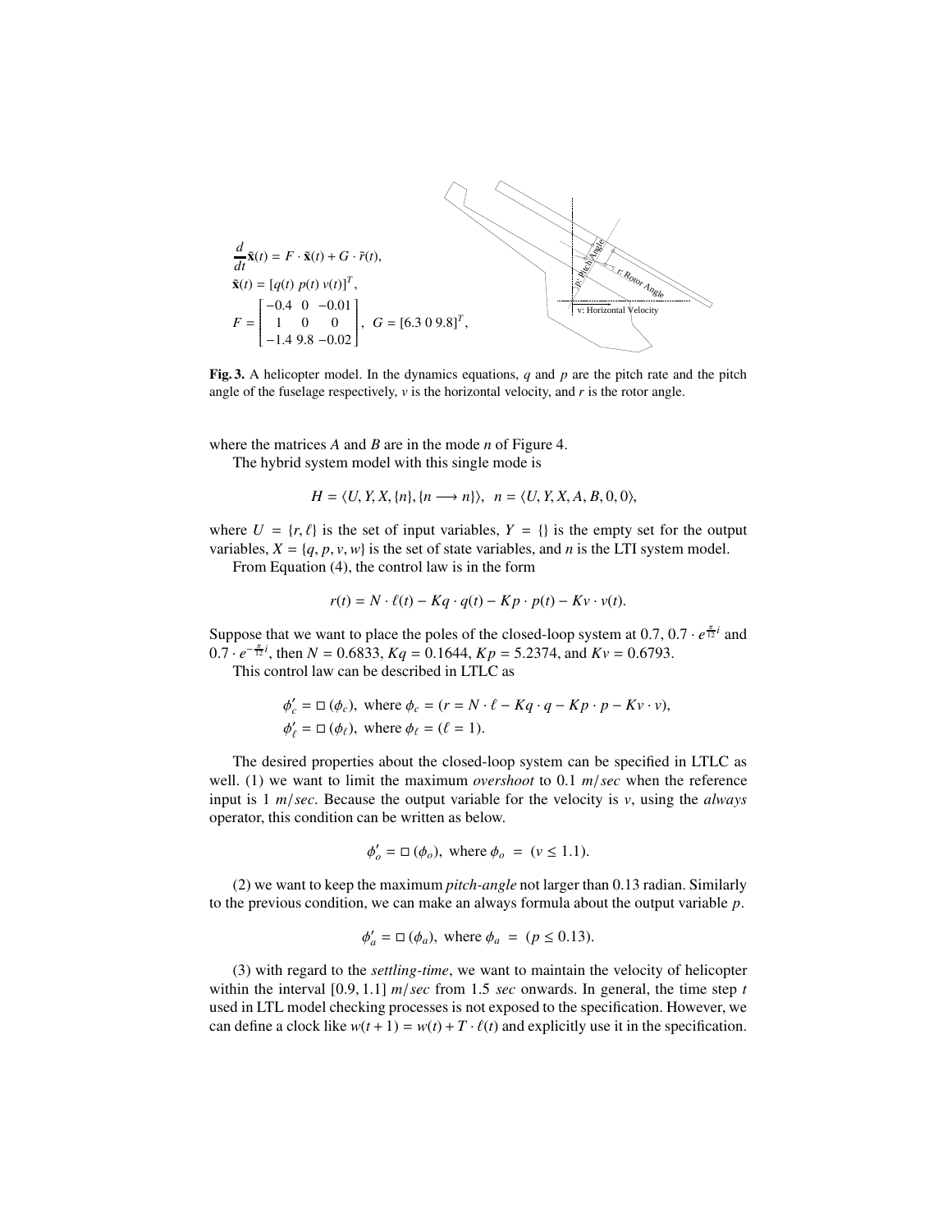$$\frac{d}{dt}\tilde{\mathbf{x}}(t) = F \cdot \tilde{\mathbf{x}}(t) + G \cdot \tilde{r}(t),$$

$$\tilde{\mathbf{x}}(t) = [q(t)\ p(t)\ v(t)]^T,$$

$$F = \begin{bmatrix} -0.4 & 0 & -0.01 \\ 1 & 0 & 0 \\ -1.4 & 9.8 & -0.02 \end{bmatrix}, \quad G = [6.3\ 0\ 9.8]^T,$$

**Fig. 3.** A helicopter model. In the dynamics equations, $q$ and $p$ are the pitch rate and the pitch angle of the fuselage respectively, $v$ is the horizontal velocity, and $r$ is the rotor angle.

where the matrices $A$ and $B$ are in the mode $n$ of Figure 4.

The hybrid system model with this single mode is

$$H = \langle U, Y, X, \{n\}, \{n \longrightarrow n\}\rangle, \quad n = \langle U, Y, X, A, B, 0, 0\rangle,$$

where $U = \{r, \ell\}$ is the set of input variables, $Y = \{\}$ is the empty set for the output variables, $X = \{q, p, v, w\}$ is the set of state variables, and $n$ is the LTI system model.

From Equation (4), the control law is in the form

$$r(t) = N \cdot \ell(t) - Kq \cdot q(t) - Kp \cdot p(t) - Kv \cdot v(t).$$

Suppose that we want to place the poles of the closed-loop system at 0.7, $0.7 \cdot e^{\frac{\pi}{12}i}$ and $0.7 \cdot e^{-\frac{\pi}{12}i}$, then $N = 0.6833$, $Kq = 0.1644$, $Kp = 5.2374$, and $Kv = 0.6793$.

This control law can be described in LTLC as

$$\phi'_c = \Box\,(\phi_c), \text{ where } \phi_c = (r = N \cdot \ell - Kq \cdot q - Kp \cdot p - Kv \cdot v),$$

$$\phi'_\ell = \Box\,(\phi_\ell), \text{ where } \phi_\ell = (\ell = 1).$$

The desired properties about the closed-loop system can be specified in LTLC as well. (1) we want to limit the maximum *overshoot* to 0.1 $m/sec$ when the reference input is 1 $m/sec$. Because the output variable for the velocity is $v$, using the *always* operator, this condition can be written as below.

$$\phi'_o = \Box\,(\phi_o), \text{ where } \phi_o \ = \ (v \leq 1.1).$$

(2) we want to keep the maximum *pitch-angle* not larger than 0.13 radian. Similarly to the previous condition, we can make an always formula about the output variable $p$.

$$\phi'_a = \Box\,(\phi_a), \text{ where } \phi_a \ = \ (p \leq 0.13).$$

(3) with regard to the *settling-time*, we want to maintain the velocity of helicopter within the interval $[0.9, 1.1]$ $m/sec$ from 1.5 $sec$ onwards. In general, the time step $t$ used in LTL model checking processes is not exposed to the specification. However, we can define a clock like $w(t+1) = w(t) + T \cdot \ell(t)$ and explicitly use it in the specification.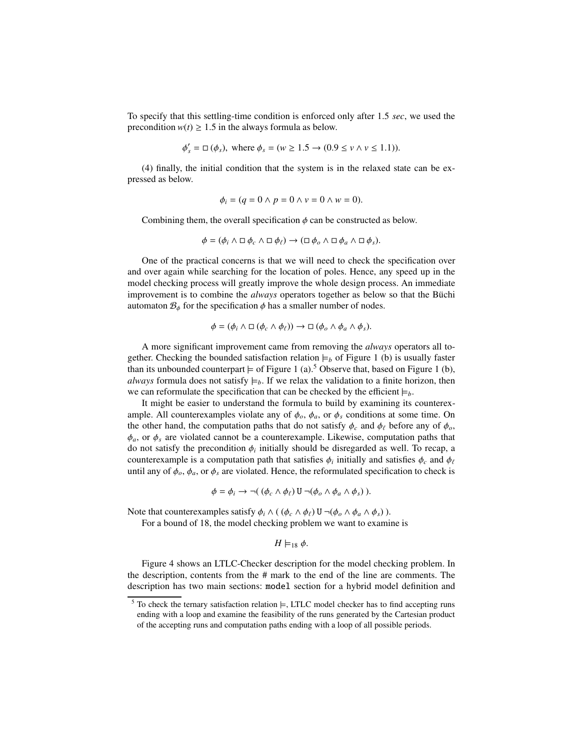To specify that this settling-time condition is enforced only after 1.5 *sec*, we used the precondition $w(t) \geq 1.5$ in the always formula as below.

$$\phi_s' = \Box\,(\phi_s), \text{ where } \phi_s = (w \geq 1.5 \rightarrow (0.9 \leq v \wedge v \leq 1.1)).$$

(4) finally, the initial condition that the system is in the relaxed state can be expressed as below.

$$\phi_i = (q = 0 \wedge p = 0 \wedge v = 0 \wedge w = 0).$$

Combining them, the overall specification $\phi$ can be constructed as below.

$$\phi = (\phi_i \wedge \Box\,\phi_c \wedge \Box\,\phi_\ell) \rightarrow (\Box\,\phi_o \wedge \Box\,\phi_a \wedge \Box\,\phi_s).$$

One of the practical concerns is that we will need to check the specification over and over again while searching for the location of poles. Hence, any speed up in the model checking process will greatly improve the whole design process. An immediate improvement is to combine the *always* operators together as below so that the Büchi automaton $\mathcal{B}_\phi$ for the specification $\phi$ has a smaller number of nodes.

$$\phi = (\phi_i \wedge \Box\,(\phi_c \wedge \phi_\ell)) \rightarrow \Box\,(\phi_o \wedge \phi_a \wedge \phi_s).$$

A more significant improvement came from removing the *always* operators all together. Checking the bounded satisfaction relation $\models_b$ of Figure 1 (b) is usually faster than its unbounded counterpart $\models$ of Figure 1 (a).[5] Observe that, based on Figure 1 (b), *always* formula does not satisfy $\models_b$. If we relax the validation to a finite horizon, then we can reformulate the specification that can be checked by the efficient $\models_b$.

It might be easier to understand the formula to build by examining its counterexample. All counterexamples violate any of $\phi_o$, $\phi_a$, or $\phi_s$ conditions at some time. On the other hand, the computation paths that do not satisfy $\phi_c$ and $\phi_\ell$ before any of $\phi_o$, $\phi_a$, or $\phi_s$ are violated cannot be a counterexample. Likewise, computation paths that do not satisfy the precondition $\phi_i$ initially should be disregarded as well. To recap, a counterexample is a computation path that satisfies $\phi_i$ initially and satisfies $\phi_c$ and $\phi_\ell$ until any of $\phi_o$, $\phi_a$, or $\phi_s$ are violated. Hence, the reformulated specification to check is

$$\phi = \phi_i \rightarrow \neg(\,(\phi_c \wedge \phi_\ell)\ \mathtt{U}\ \neg(\phi_o \wedge \phi_a \wedge \phi_s)\,).$$

Note that counterexamples satisfy $\phi_i \wedge (\,(\phi_c \wedge \phi_\ell)\ \mathtt{U}\ \neg(\phi_o \wedge \phi_a \wedge \phi_s)\,)$.

For a bound of 18, the model checking problem we want to examine is

$$H \models_{18} \phi.$$

Figure 4 shows an LTLC-Checker description for the model checking problem. In the description, contents from the # mark to the end of the line are comments. The description has two main sections: `model` section for a hybrid model definition and

[5] To check the ternary satisfaction relation $\models$, LTLC model checker has to find accepting runs ending with a loop and examine the feasibility of the runs generated by the Cartesian product of the accepting runs and computation paths ending with a loop of all possible periods.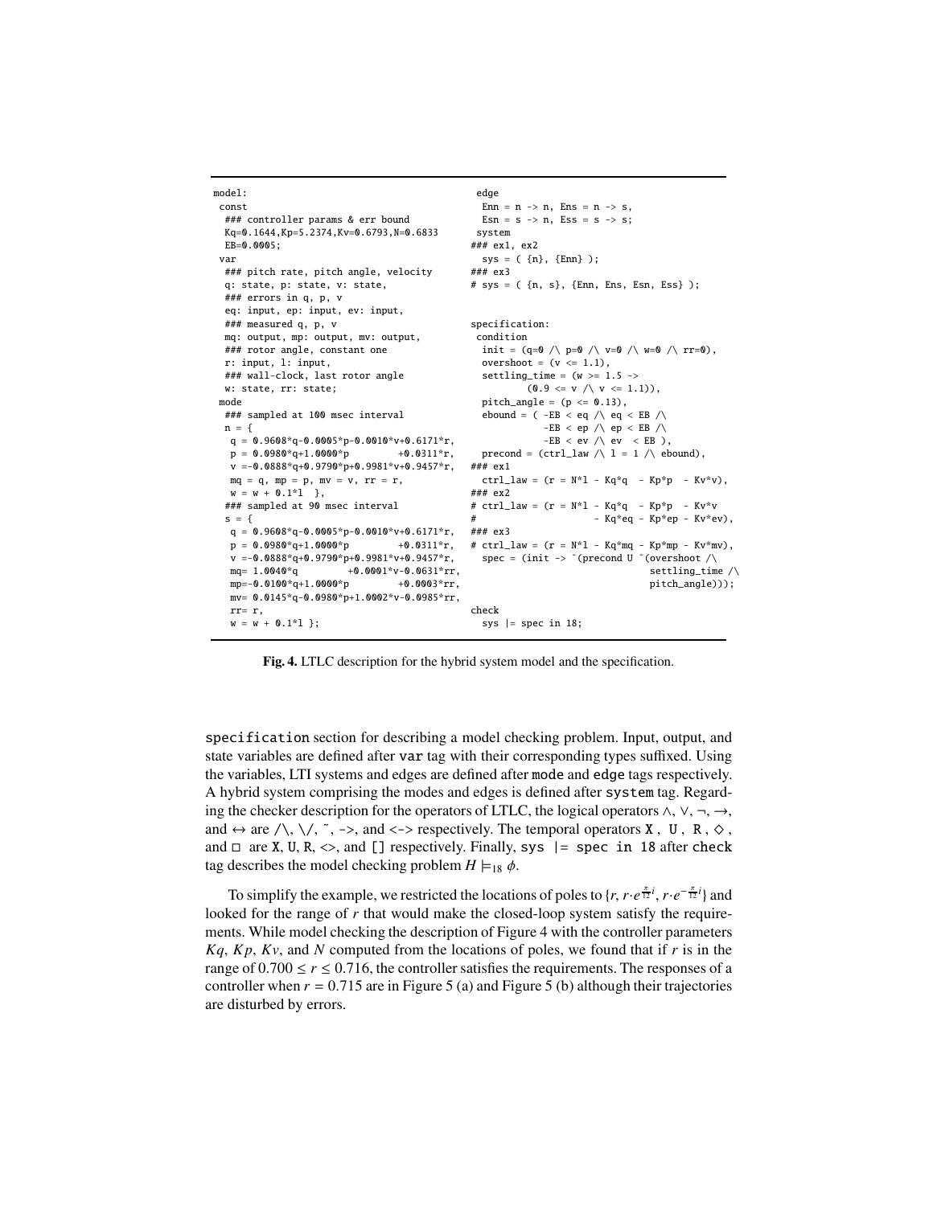```
model:
 const
  ### controller params & err bound
  Kq=0.1644,Kp=5.2374,Kv=0.6793,N=0.6833
  EB=0.0005;
 var
  ### pitch rate, pitch angle, velocity
  q: state, p: state, v: state,
  ### errors in q, p, v
  eq: input, ep: input, ev: input,
  ### measured q, p, v
  mq: output, mp: output, mv: output,
  ### rotor angle, constant one
  r: input, l: input,
  ### wall-clock, last rotor angle
  w: state, rr: state;
 mode
  ### sampled at 100 msec interval
  n = {
   q = 0.9608*q-0.0005*p-0.0010*v+0.6171*r,
   p = 0.0980*q+1.0000*p         +0.0311*r,
   v =-0.0888*q+0.9790*p+0.9981*v+0.9457*r,
   mq = q, mp = p, mv = v, rr = r,
   w = w + 0.1*l  },
  ### sampled at 90 msec interval
  s = {
   q = 0.9608*q-0.0005*p-0.0010*v+0.6171*r,
   p = 0.0980*q+1.0000*p         +0.0311*r,
   v =-0.0888*q+0.9790*p+0.9981*v+0.9457*r,
   mq= 1.0040*q         +0.0001*v-0.0631*rr,
   mp=-0.0100*q+1.0000*p         +0.0003*rr,
   mv= 0.0145*q-0.0980*p+1.0002*v-0.0985*rr,
   rr= r,
   w = w + 0.1*l };
 edge
  Enn = n -> n, Ens = n -> s,
  Esn = s -> n, Ess = s -> s;
 system
### ex1, ex2
  sys = ( {n}, {Enn} );
### ex3
# sys = ( {n, s}, {Enn, Ens, Esn, Ess} );


specification:
 condition
  init = (q=0 /\ p=0 /\ v=0 /\ w=0 /\ rr=0),
  overshoot = (v <= 1.1),
  settling_time = (w >= 1.5 ->
          (0.9 <= v /\ v <= 1.1)),
  pitch_angle = (p <= 0.13),
  ebound = ( -EB < eq /\ eq < EB /\
             -EB < ep /\ ep < EB /\
             -EB < ev /\ ev  < EB ),
  precond = (ctrl_law /\ l = 1 /\ ebound),
### ex1
  ctrl_law = (r = N*l - Kq*q  - Kp*p  - Kv*v),
### ex2
# ctrl_law = (r = N*l - Kq*q  - Kp*p  - Kv*v
#                     - Kq*eq - Kp*ep - Kv*ev),
### ex3
# ctrl_law = (r = N*l - Kq*mq - Kp*mp - Kv*mv),
  spec = (init -> ~(precond U ~(overshoot /\
                                settling_time /\
                                pitch_angle)));

check
  sys |= spec in 18;
```

**Fig. 4.** LTLC description for the hybrid system model and the specification.

`specification` section for describing a model checking problem. Input, output, and state variables are defined after `var` tag with their corresponding types suffixed. Using the variables, LTI systems and edges are defined after `mode` and `edge` tags respectively. A hybrid system comprising the modes and edges is defined after `system` tag. Regarding the checker description for the operators of LTLC, the logical operators $\wedge$, $\vee$, $\neg$, $\rightarrow$, and $\leftrightarrow$ are `/\`, `\/`, `~`, `->`, and `<->` respectively. The temporal operators $\mathbf{X}$, $\mathbf{U}$, $\mathbf{R}$, $\Diamond$, and $\Box$ are `X`, `U`, `R`, `<>`, and `[]` respectively. Finally, `sys |= spec in 18` after `check` tag describes the model checking problem $H \models_{18} \phi$.

To simplify the example, we restricted the locations of poles to $\{r, r \cdot e^{\frac{\pi}{12}i}, r \cdot e^{-\frac{\pi}{12}i}\}$ and looked for the range of $r$ that would make the closed-loop system satisfy the requirements. While model checking the description of Figure 4 with the controller parameters $Kq$, $Kp$, $Kv$, and $N$ computed from the locations of poles, we found that if $r$ is in the range of $0.700 \leq r \leq 0.716$, the controller satisfies the requirements. The responses of a controller when $r = 0.715$ are in Figure 5 (a) and Figure 5 (b) although their trajectories are disturbed by errors.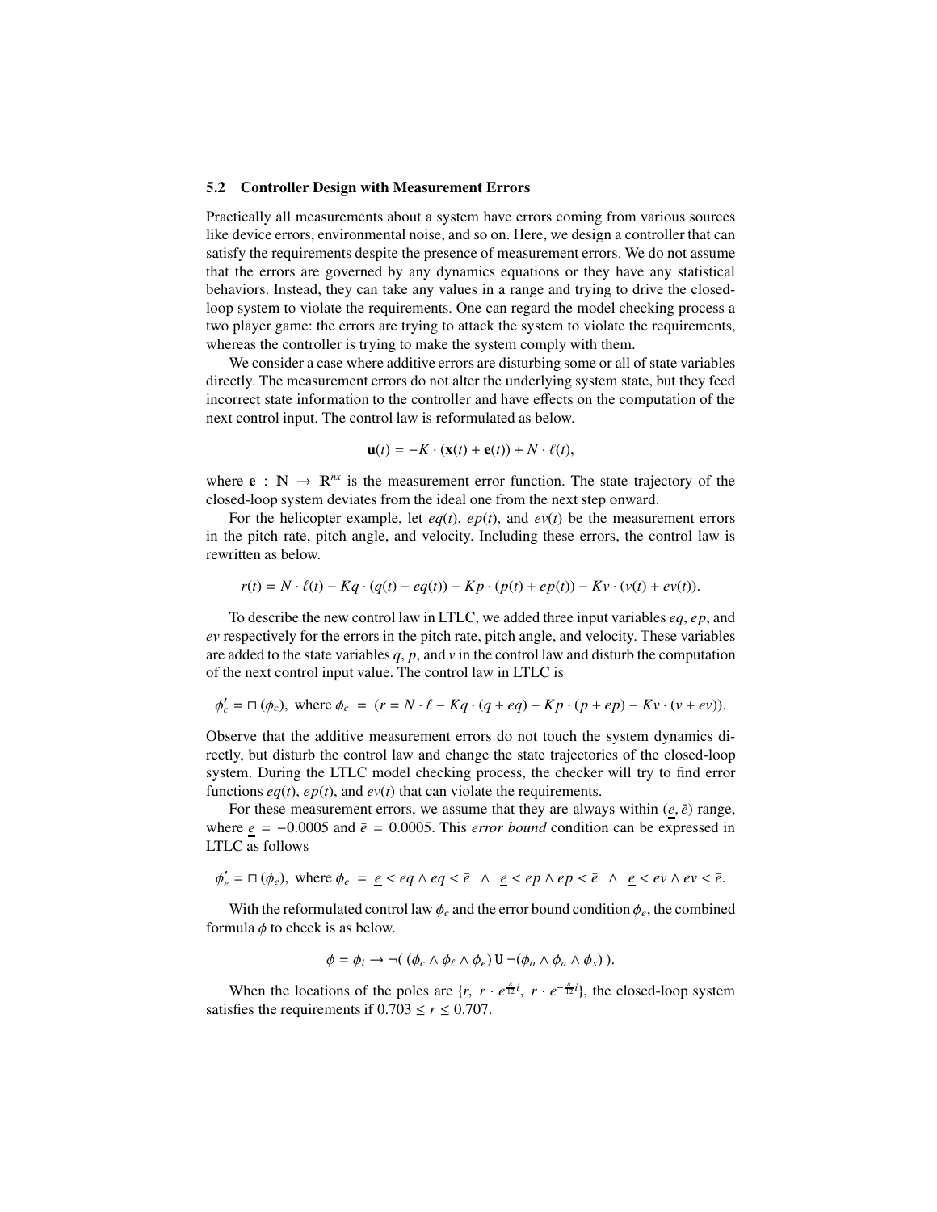### 5.2 Controller Design with Measurement Errors

Practically all measurements about a system have errors coming from various sources like device errors, environmental noise, and so on. Here, we design a controller that can satisfy the requirements despite the presence of measurement errors. We do not assume that the errors are governed by any dynamics equations or they have any statistical behaviors. Instead, they can take any values in a range and trying to drive the closed-loop system to violate the requirements. One can regard the model checking process a two player game: the errors are trying to attack the system to violate the requirements, whereas the controller is trying to make the system comply with them.

We consider a case where additive errors are disturbing some or all of state variables directly. The measurement errors do not alter the underlying system state, but they feed incorrect state information to the controller and have effects on the computation of the next control input. The control law is reformulated as below.

$$\mathbf{u}(t) = -K \cdot (\mathbf{x}(t) + \mathbf{e}(t)) + N \cdot \ell(t),$$

where $\mathbf{e} : \mathbb{N} \to \mathbb{R}^{nx}$ is the measurement error function. The state trajectory of the closed-loop system deviates from the ideal one from the next step onward.

For the helicopter example, let $eq(t)$, $ep(t)$, and $ev(t)$ be the measurement errors in the pitch rate, pitch angle, and velocity. Including these errors, the control law is rewritten as below.

$$r(t) = N \cdot \ell(t) - Kq \cdot (q(t) + eq(t)) - Kp \cdot (p(t) + ep(t)) - Kv \cdot (v(t) + ev(t)).$$

To describe the new control law in LTLC, we added three input variables $eq$, $ep$, and $ev$ respectively for the errors in the pitch rate, pitch angle, and velocity. These variables are added to the state variables $q$, $p$, and $v$ in the control law and disturb the computation of the next control input value. The control law in LTLC is

$$\phi'_c = \Box(\phi_c), \text{ where } \phi_c \;=\; (r = N \cdot \ell - Kq \cdot (q + eq) - Kp \cdot (p + ep) - Kv \cdot (v + ev)).$$

Observe that the additive measurement errors do not touch the system dynamics directly, but disturb the control law and change the state trajectories of the closed-loop system. During the LTLC model checking process, the checker will try to find error functions $eq(t)$, $ep(t)$, and $ev(t)$ that can violate the requirements.

For these measurement errors, we assume that they are always within $(\underline{e}, \bar{e})$ range, where $\underline{e} = -0.0005$ and $\bar{e} = 0.0005$. This *error bound* condition can be expressed in LTLC as follows

$$\phi'_e = \Box(\phi_e), \text{ where } \phi_e \;=\; \underline{e} < eq \wedge eq < \bar{e} \;\;\wedge\;\; \underline{e} < ep \wedge ep < \bar{e} \;\;\wedge\;\; \underline{e} < ev \wedge ev < \bar{e}.$$

With the reformulated control law $\phi_c$ and the error bound condition $\phi_e$, the combined formula $\phi$ to check is as below.

$$\phi = \phi_i \to \neg(\,(\phi_c \wedge \phi_\ell \wedge \phi_e)\,\mathrm{U}\,\neg(\phi_o \wedge \phi_a \wedge \phi_s)\,).$$

When the locations of the poles are $\{r,\; r \cdot e^{\frac{\pi}{12}i},\; r \cdot e^{-\frac{\pi}{12}i}\}$, the closed-loop system satisfies the requirements if $0.703 \le r \le 0.707$.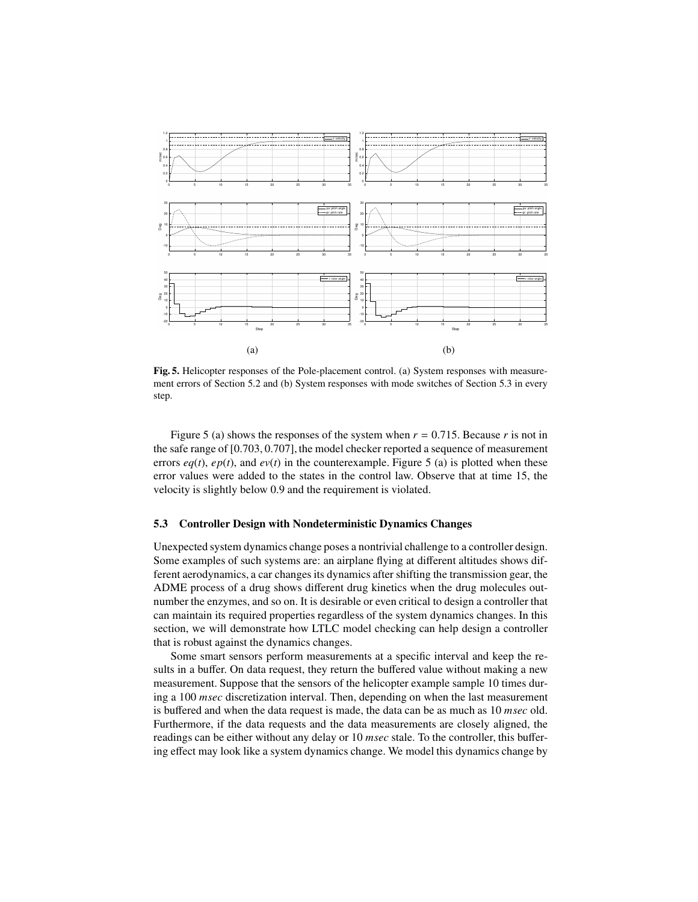(a) (b)

**Fig. 5.** Helicopter responses of the Pole-placement control. (a) System responses with measurement errors of Section 5.2 and (b) System responses with mode switches of Section 5.3 in every step.

Figure 5 (a) shows the responses of the system when $r = 0.715$. Because $r$ is not in the safe range of $[0.703, 0.707]$, the model checker reported a sequence of measurement errors $eq(t)$, $ep(t)$, and $ev(t)$ in the counterexample. Figure 5 (a) is plotted when these error values were added to the states in the control law. Observe that at time 15, the velocity is slightly below 0.9 and the requirement is violated.

### 5.3 Controller Design with Nondeterministic Dynamics Changes

Unexpected system dynamics change poses a nontrivial challenge to a controller design. Some examples of such systems are: an airplane flying at different altitudes shows different aerodynamics, a car changes its dynamics after shifting the transmission gear, the ADME process of a drug shows different drug kinetics when the drug molecules outnumber the enzymes, and so on. It is desirable or even critical to design a controller that can maintain its required properties regardless of the system dynamics changes. In this section, we will demonstrate how LTLC model checking can help design a controller that is robust against the dynamics changes.

Some smart sensors perform measurements at a specific interval and keep the results in a buffer. On data request, they return the buffered value without making a new measurement. Suppose that the sensors of the helicopter example sample 10 times during a 100 *msec* discretization interval. Then, depending on when the last measurement is buffered and when the data request is made, the data can be as much as 10 *msec* old. Furthermore, if the data requests and the data measurements are closely aligned, the readings can be either without any delay or 10 *msec* stale. To the controller, this buffering effect may look like a system dynamics change. We model this dynamics change by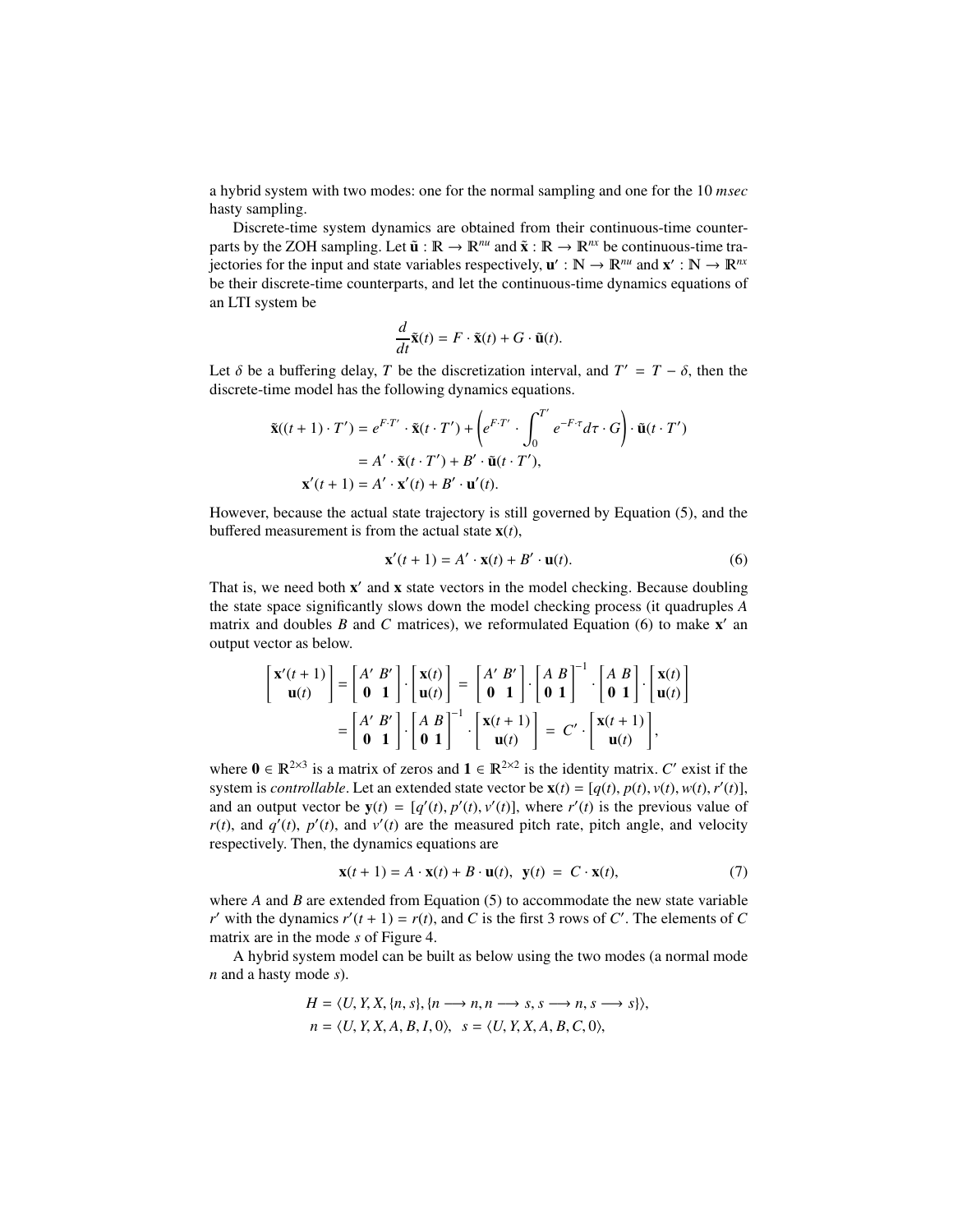a hybrid system with two modes: one for the normal sampling and one for the 10 *msec* hasty sampling.

Discrete-time system dynamics are obtained from their continuous-time counterparts by the ZOH sampling. Let $\tilde{\mathbf{u}} : \mathbb{R} \rightarrow \mathbb{R}^{nu}$ and $\tilde{\mathbf{x}} : \mathbb{R} \rightarrow \mathbb{R}^{nx}$ be continuous-time trajectories for the input and state variables respectively, $\mathbf{u}' : \mathbb{N} \rightarrow \mathbb{R}^{nu}$ and $\mathbf{x}' : \mathbb{N} \rightarrow \mathbb{R}^{nx}$ be their discrete-time counterparts, and let the continuous-time dynamics equations of an LTI system be

$$\frac{d}{dt}\tilde{\mathbf{x}}(t) = F \cdot \tilde{\mathbf{x}}(t) + G \cdot \tilde{\mathbf{u}}(t).$$

Let $\delta$ be a buffering delay, $T$ be the discretization interval, and $T' = T - \delta$, then the discrete-time model has the following dynamics equations.

$$\begin{aligned}
\tilde{\mathbf{x}}((t+1) \cdot T') &= e^{F \cdot T'} \cdot \tilde{\mathbf{x}}(t \cdot T') + \left( e^{F \cdot T'} \cdot \int_0^{T'} e^{-F \cdot \tau} d\tau \cdot G \right) \cdot \tilde{\mathbf{u}}(t \cdot T') \\
&= A' \cdot \tilde{\mathbf{x}}(t \cdot T') + B' \cdot \tilde{\mathbf{u}}(t \cdot T'), \\
\mathbf{x}'(t+1) &= A' \cdot \mathbf{x}'(t) + B' \cdot \mathbf{u}'(t).
\end{aligned}$$

However, because the actual state trajectory is still governed by Equation (5), and the buffered measurement is from the actual state $\mathbf{x}(t)$,

$$\mathbf{x}'(t+1) = A' \cdot \mathbf{x}(t) + B' \cdot \mathbf{u}(t). \tag{6}$$

That is, we need both $\mathbf{x}'$ and $\mathbf{x}$ state vectors in the model checking. Because doubling the state space significantly slows down the model checking process (it quadruples $A$ matrix and doubles $B$ and $C$ matrices), we reformulated Equation (6) to make $\mathbf{x}'$ an output vector as below.

$$\begin{aligned}
\begin{bmatrix} \mathbf{x}'(t+1) \\ \mathbf{u}(t) \end{bmatrix} &= \begin{bmatrix} A' & B' \\ \mathbf{0} & \mathbf{1} \end{bmatrix} \cdot \begin{bmatrix} \mathbf{x}(t) \\ \mathbf{u}(t) \end{bmatrix} = \begin{bmatrix} A' & B' \\ \mathbf{0} & \mathbf{1} \end{bmatrix} \cdot \begin{bmatrix} A & B \\ \mathbf{0} & \mathbf{1} \end{bmatrix}^{-1} \cdot \begin{bmatrix} A & B \\ \mathbf{0} & \mathbf{1} \end{bmatrix} \cdot \begin{bmatrix} \mathbf{x}(t) \\ \mathbf{u}(t) \end{bmatrix} \\
&= \begin{bmatrix} A' & B' \\ \mathbf{0} & \mathbf{1} \end{bmatrix} \cdot \begin{bmatrix} A & B \\ \mathbf{0} & \mathbf{1} \end{bmatrix}^{-1} \cdot \begin{bmatrix} \mathbf{x}(t+1) \\ \mathbf{u}(t) \end{bmatrix} = C' \cdot \begin{bmatrix} \mathbf{x}(t+1) \\ \mathbf{u}(t) \end{bmatrix},
\end{aligned}$$

where $\mathbf{0} \in \mathbb{R}^{2 \times 3}$ is a matrix of zeros and $\mathbf{1} \in \mathbb{R}^{2 \times 2}$ is the identity matrix. $C'$ exist if the system is *controllable*. Let an extended state vector be $\mathbf{x}(t) = [q(t), p(t), v(t), w(t), r'(t)]$, and an output vector be $\mathbf{y}(t) = [q'(t), p'(t), v'(t)]$, where $r'(t)$ is the previous value of $r(t)$, and $q'(t)$, $p'(t)$, and $v'(t)$ are the measured pitch rate, pitch angle, and velocity respectively. Then, the dynamics equations are

$$\mathbf{x}(t+1) = A \cdot \mathbf{x}(t) + B \cdot \mathbf{u}(t), \quad \mathbf{y}(t) = C \cdot \mathbf{x}(t), \tag{7}$$

where $A$ and $B$ are extended from Equation (5) to accommodate the new state variable $r'$ with the dynamics $r'(t+1) = r(t)$, and $C$ is the first 3 rows of $C'$. The elements of $C$ matrix are in the mode $s$ of Figure 4.

A hybrid system model can be built as below using the two modes (a normal mode $n$ and a hasty mode $s$).

$$\begin{aligned}
H &= \langle U, Y, X, \{n, s\}, \{n \longrightarrow n, n \longrightarrow s, s \longrightarrow n, s \longrightarrow s\} \rangle, \\
n &= \langle U, Y, X, A, B, I, 0 \rangle, \quad s = \langle U, Y, X, A, B, C, 0 \rangle,
\end{aligned}$$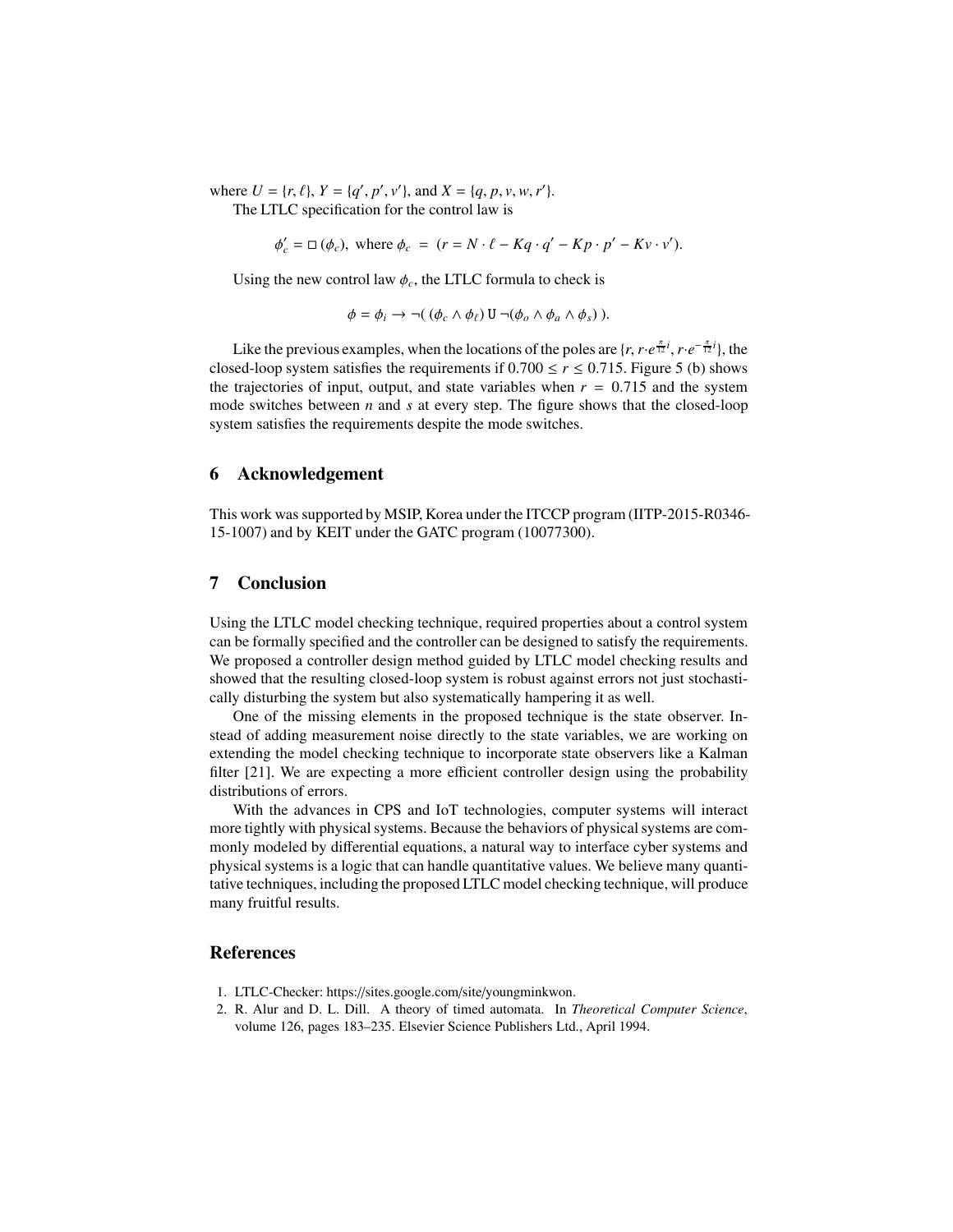where $U = \{r, \ell\}$, $Y = \{q', p', v'\}$, and $X = \{q, p, v, w, r'\}$.

The LTLC specification for the control law is

$$\phi_c' = \Box(\phi_c), \text{ where } \phi_c = (r = N \cdot \ell - Kq \cdot q' - Kp \cdot p' - Kv \cdot v').$$

Using the new control law $\phi_c$, the LTLC formula to check is

$$\phi = \phi_i \rightarrow \neg(\,(\phi_c \wedge \phi_\ell)\, \mathtt{U}\, \neg(\phi_o \wedge \phi_a \wedge \phi_s)\,).$$

Like the previous examples, when the locations of the poles are $\{r, r{\cdot}e^{\frac{\pi}{12}i}, r{\cdot}e^{-\frac{\pi}{12}i}\}$, the closed-loop system satisfies the requirements if $0.700 \leq r \leq 0.715$. Figure 5 (b) shows the trajectories of input, output, and state variables when $r = 0.715$ and the system mode switches between $n$ and $s$ at every step. The figure shows that the closed-loop system satisfies the requirements despite the mode switches.

## 6 Acknowledgement

This work was supported by MSIP, Korea under the ITCCP program (IITP-2015-R0346-15-1007) and by KEIT under the GATC program (10077300).

## 7 Conclusion

Using the LTLC model checking technique, required properties about a control system can be formally specified and the controller can be designed to satisfy the requirements. We proposed a controller design method guided by LTLC model checking results and showed that the resulting closed-loop system is robust against errors not just stochastically disturbing the system but also systematically hampering it as well.

One of the missing elements in the proposed technique is the state observer. Instead of adding measurement noise directly to the state variables, we are working on extending the model checking technique to incorporate state observers like a Kalman filter [21]. We are expecting a more efficient controller design using the probability distributions of errors.

With the advances in CPS and IoT technologies, computer systems will interact more tightly with physical systems. Because the behaviors of physical systems are commonly modeled by differential equations, a natural way to interface cyber systems and physical systems is a logic that can handle quantitative values. We believe many quantitative techniques, including the proposed LTLC model checking technique, will produce many fruitful results.

## References

1. LTLC-Checker: https://sites.google.com/site/youngminkwon.
2. R. Alur and D. L. Dill. A theory of timed automata. In *Theoretical Computer Science*, volume 126, pages 183–235. Elsevier Science Publishers Ltd., April 1994.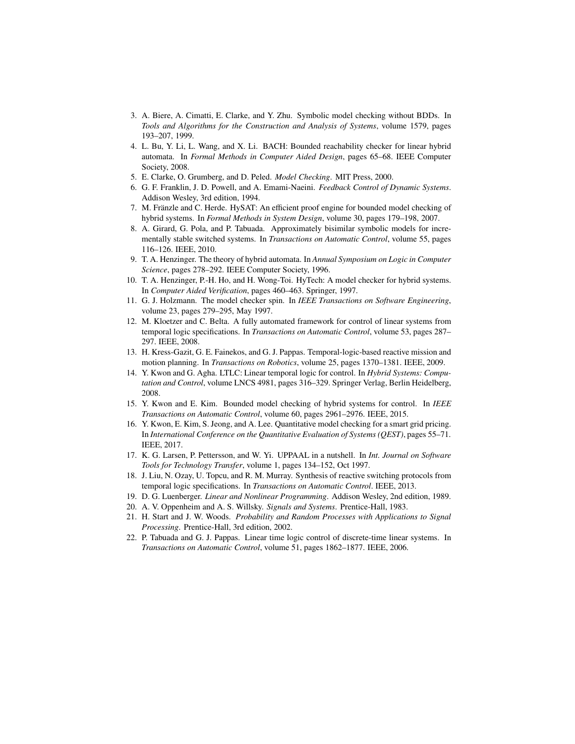3. A. Biere, A. Cimatti, E. Clarke, and Y. Zhu. Symbolic model checking without BDDs. In *Tools and Algorithms for the Construction and Analysis of Systems*, volume 1579, pages 193–207, 1999.
4. L. Bu, Y. Li, L. Wang, and X. Li. BACH: Bounded reachability checker for linear hybrid automata. In *Formal Methods in Computer Aided Design*, pages 65–68. IEEE Computer Society, 2008.
5. E. Clarke, O. Grumberg, and D. Peled. *Model Checking*. MIT Press, 2000.
6. G. F. Franklin, J. D. Powell, and A. Emami-Naeini. *Feedback Control of Dynamic Systems*. Addison Wesley, 3rd edition, 1994.
7. M. Fränzle and C. Herde. HySAT: An efficient proof engine for bounded model checking of hybrid systems. In *Formal Methods in System Design*, volume 30, pages 179–198, 2007.
8. A. Girard, G. Pola, and P. Tabuada. Approximately bisimilar symbolic models for incrementally stable switched systems. In *Transactions on Automatic Control*, volume 55, pages 116–126. IEEE, 2010.
9. T. A. Henzinger. The theory of hybrid automata. In *Annual Symposium on Logic in Computer Science*, pages 278–292. IEEE Computer Society, 1996.
10. T. A. Henzinger, P.-H. Ho, and H. Wong-Toi. HyTech: A model checker for hybrid systems. In *Computer Aided Verification*, pages 460–463. Springer, 1997.
11. G. J. Holzmann. The model checker spin. In *IEEE Transactions on Software Engineering*, volume 23, pages 279–295, May 1997.
12. M. Kloetzer and C. Belta. A fully automated framework for control of linear systems from temporal logic specifications. In *Transactions on Automatic Control*, volume 53, pages 287–297. IEEE, 2008.
13. H. Kress-Gazit, G. E. Fainekos, and G. J. Pappas. Temporal-logic-based reactive mission and motion planning. In *Transactions on Robotics*, volume 25, pages 1370–1381. IEEE, 2009.
14. Y. Kwon and G. Agha. LTLC: Linear temporal logic for control. In *Hybrid Systems: Computation and Control*, volume LNCS 4981, pages 316–329. Springer Verlag, Berlin Heidelberg, 2008.
15. Y. Kwon and E. Kim. Bounded model checking of hybrid systems for control. In *IEEE Transactions on Automatic Control*, volume 60, pages 2961–2976. IEEE, 2015.
16. Y. Kwon, E. Kim, S. Jeong, and A. Lee. Quantitative model checking for a smart grid pricing. In *International Conference on the Quantitative Evaluation of Systems (QEST)*, pages 55–71. IEEE, 2017.
17. K. G. Larsen, P. Pettersson, and W. Yi. UPPAAL in a nutshell. In *Int. Journal on Software Tools for Technology Transfer*, volume 1, pages 134–152, Oct 1997.
18. J. Liu, N. Ozay, U. Topcu, and R. M. Murray. Synthesis of reactive switching protocols from temporal logic specifications. In *Transactions on Automatic Control*. IEEE, 2013.
19. D. G. Luenberger. *Linear and Nonlinear Programming*. Addison Wesley, 2nd edition, 1989.
20. A. V. Oppenheim and A. S. Willsky. *Signals and Systems*. Prentice-Hall, 1983.
21. H. Start and J. W. Woods. *Probability and Random Processes with Applications to Signal Processing*. Prentice-Hall, 3rd edition, 2002.
22. P. Tabuada and G. J. Pappas. Linear time logic control of discrete-time linear systems. In *Transactions on Automatic Control*, volume 51, pages 1862–1877. IEEE, 2006.